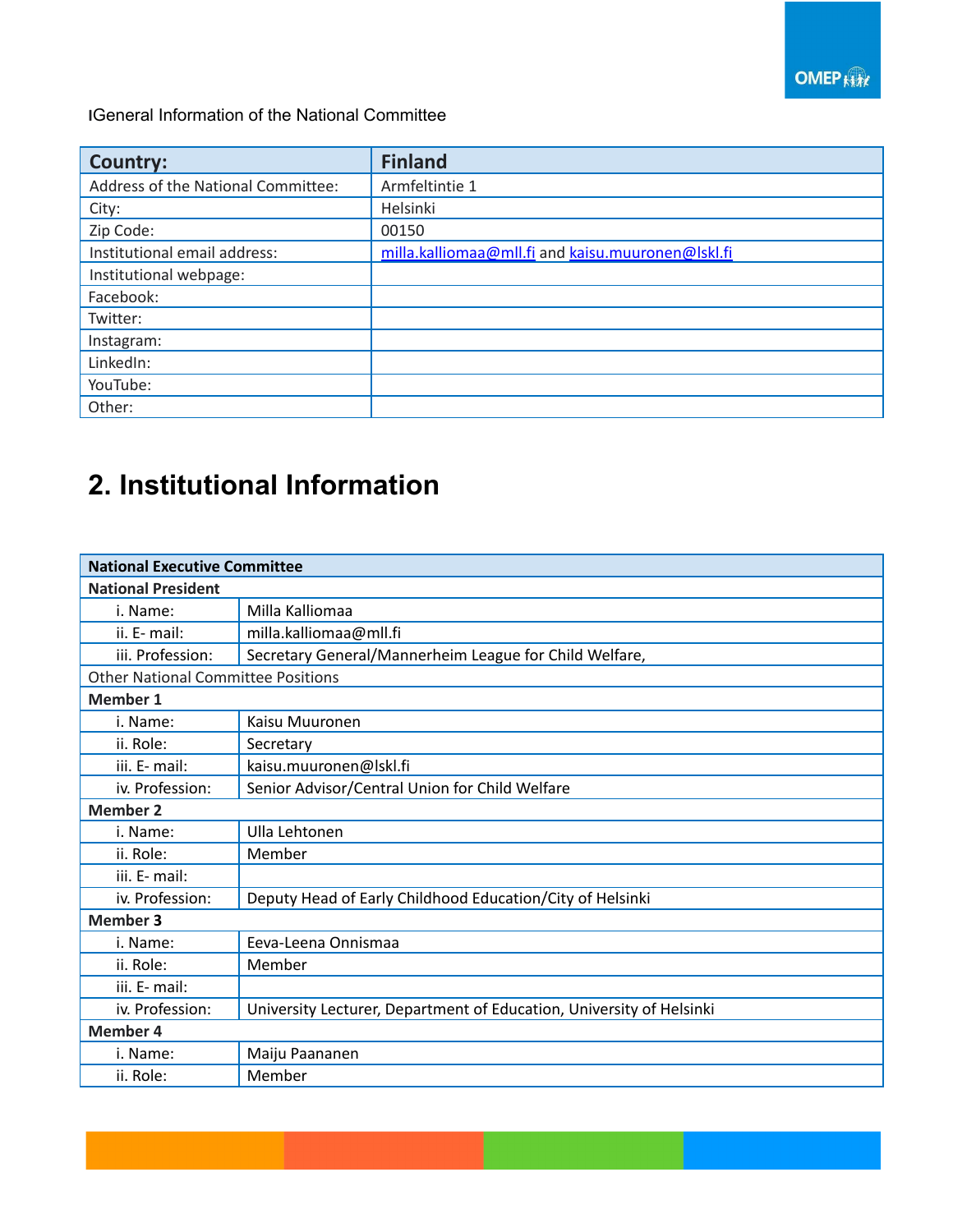IGeneral Information of the National Committee

| Country: | Finland |
| --- | --- |
| Address of the National Committee: | Armfeltintie 1 |
| City: | Helsinki |
| Zip Code: | 00150 |
| Institutional email address: | milla.kalliomaa@mll.fi and kaisu.muuronen@lskl.fi |
| Institutional webpage: | |
| Facebook: | |
| Twitter: | |
| Instagram: | |
| LinkedIn: | |
| YouTube: | |
| Other: | |

## 2. Institutional Information

| National Executive Committee | |
| --- | --- |
| **National President** | |
| i. Name: | Milla Kalliomaa |
| ii. E- mail: | milla.kalliomaa@mll.fi |
| iii. Profession: | Secretary General/Mannerheim League for Child Welfare, |
| Other National Committee Positions | |
| **Member 1** | |
| i. Name: | Kaisu Muuronen |
| ii. Role: | Secretary |
| iii. E- mail: | kaisu.muuronen@lskl.fi |
| iv. Profession: | Senior Advisor/Central Union for Child Welfare |
| **Member 2** | |
| i. Name: | Ulla Lehtonen |
| ii. Role: | Member |
| iii. E- mail: | |
| iv. Profession: | Deputy Head of Early Childhood Education/City of Helsinki |
| **Member 3** | |
| i. Name: | Eeva-Leena Onnismaa |
| ii. Role: | Member |
| iii. E- mail: | |
| iv. Profession: | University Lecturer, Department of Education, University of Helsinki |
| **Member 4** | |
| i. Name: | Maiju Paananen |
| ii. Role: | Member |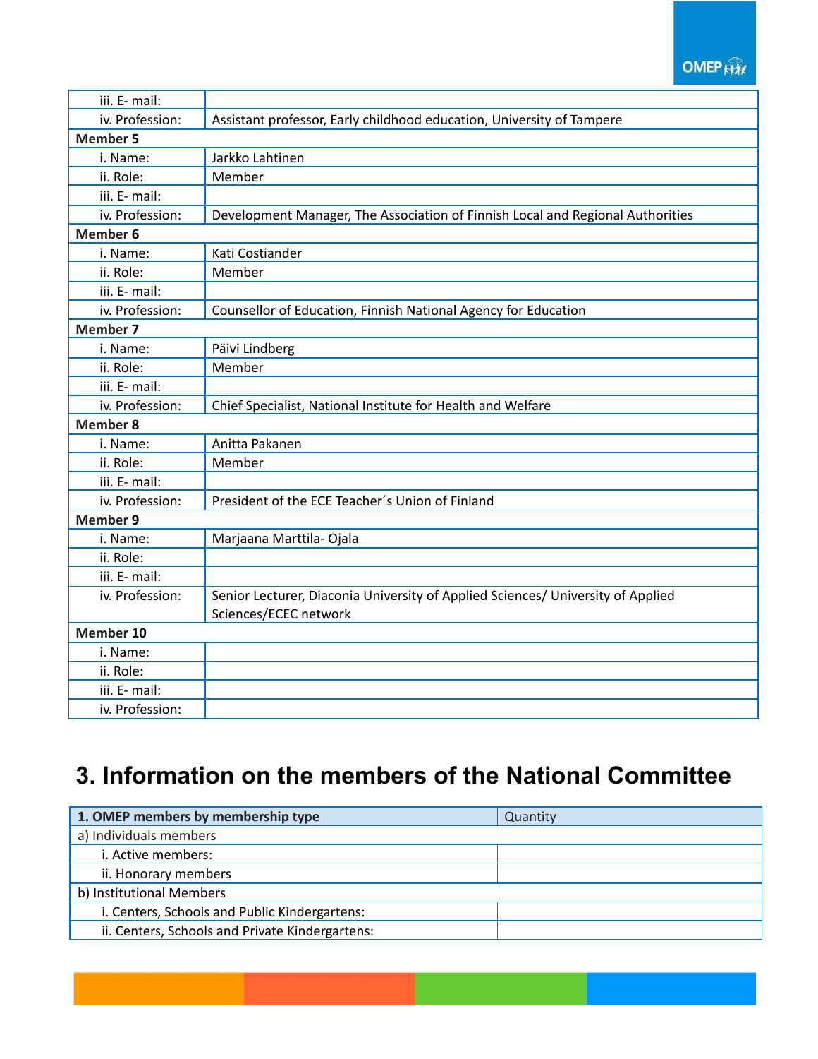| | |
|---|---|
| iii. E- mail: | |
| iv. Profession: | Assistant professor, Early childhood education, University of Tampere |
| **Member 5** | |
| i. Name: | Jarkko Lahtinen |
| ii. Role: | Member |
| iii. E- mail: | |
| iv. Profession: | Development Manager, The Association of Finnish Local and Regional Authorities |
| **Member 6** | |
| i. Name: | Kati Costiander |
| ii. Role: | Member |
| iii. E- mail: | |
| iv. Profession: | Counsellor of Education, Finnish National Agency for Education |
| **Member 7** | |
| i. Name: | Päivi Lindberg |
| ii. Role: | Member |
| iii. E- mail: | |
| iv. Profession: | Chief Specialist, National Institute for Health and Welfare |
| **Member 8** | |
| i. Name: | Anitta Pakanen |
| ii. Role: | Member |
| iii. E- mail: | |
| iv. Profession: | President of the ECE Teacher´s Union of Finland |
| **Member 9** | |
| i. Name: | Marjaana Marttila- Ojala |
| ii. Role: | |
| iii. E- mail: | |
| iv. Profession: | Senior Lecturer, Diaconia University of Applied Sciences/ University of Applied Sciences/ECEC network |
| **Member 10** | |
| i. Name: | |
| ii. Role: | |
| iii. E- mail: | |
| iv. Profession: | |

# 3. Information on the members of the National Committee

| **1. OMEP members by membership type** | Quantity |
|---|---|
| a) Individuals members | |
| i. Active members: | |
| ii. Honorary members | |
| b) Institutional Members | |
| i. Centers, Schools and Public Kindergartens: | |
| ii. Centers, Schools and Private Kindergartens: | |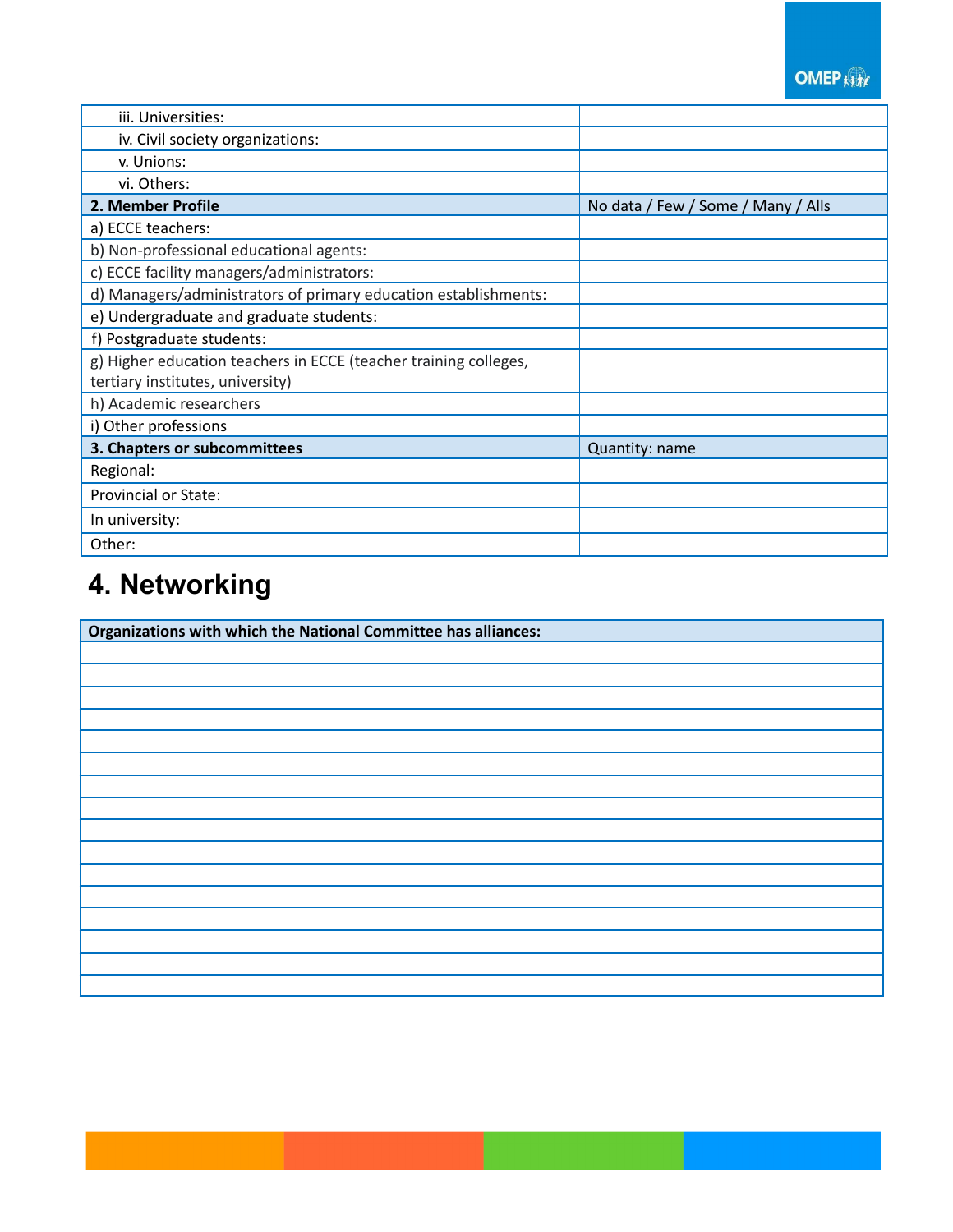| | |
|---|---|
| iii. Universities: | |
| iv. Civil society organizations: | |
| v. Unions: | |
| vi. Others: | |
| **2. Member Profile** | No data / Few / Some / Many / Alls |
| a) ECCE teachers: | |
| b) Non-professional educational agents: | |
| c) ECCE facility managers/administrators: | |
| d) Managers/administrators of primary education establishments: | |
| e) Undergraduate and graduate students: | |
| f) Postgraduate students: | |
| g) Higher education teachers in ECCE (teacher training colleges, tertiary institutes, university) | |
| h) Academic researchers | |
| i) Other professions | |
| **3. Chapters or subcommittees** | Quantity: name |
| Regional: | |
| Provincial or State: | |
| In university: | |
| Other: | |

# 4. Networking

| **Organizations with which the National Committee has alliances:** |
|---|
| |
| |
| |
| |
| |
| |
| |
| |
| |
| |
| |
| |
| |
| |
| |
| |